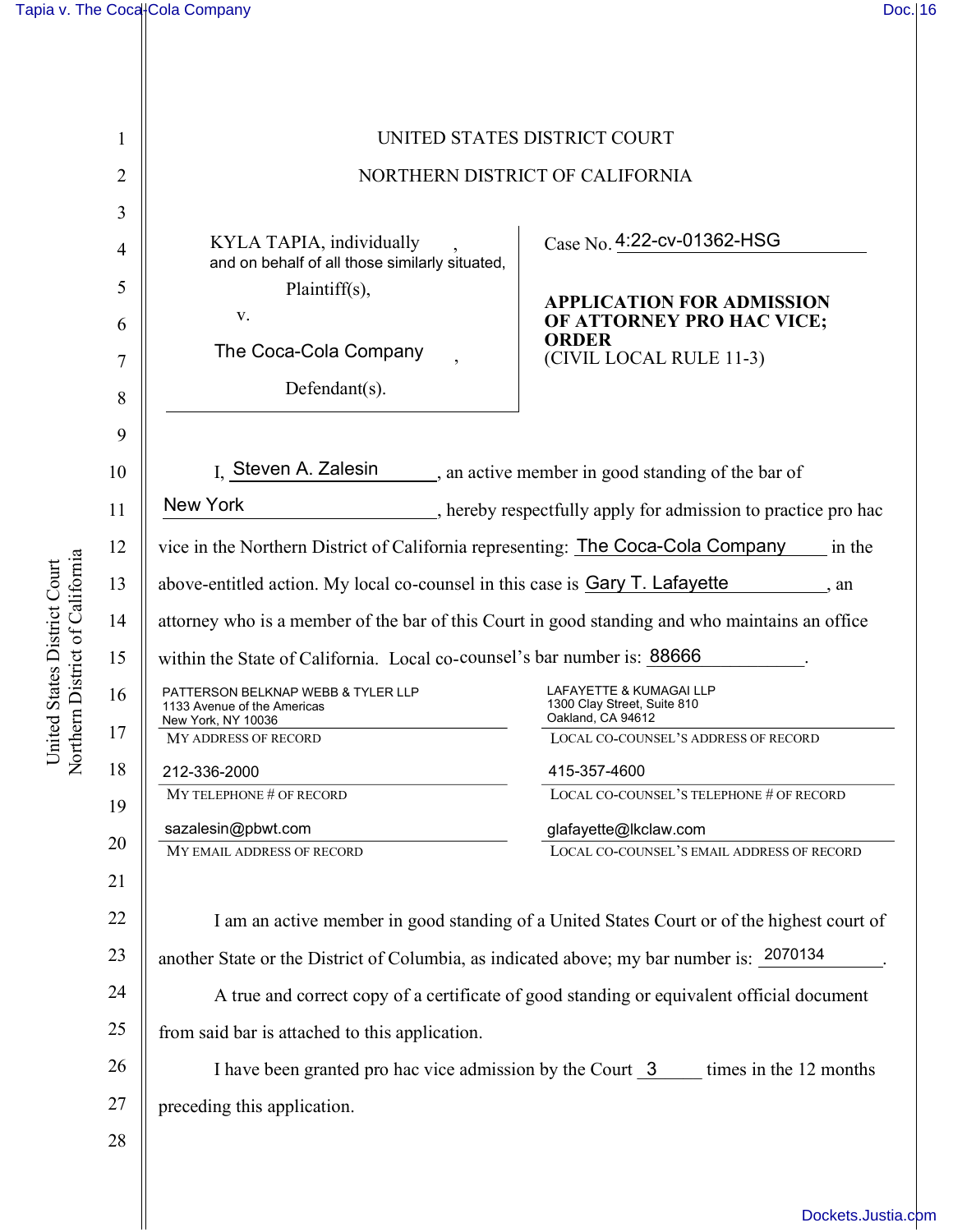UNITED STATES DISTRICT COURT

NORTHERN DISTRICT OF CALIFORNIA

KYLA TAPIA, individually and on behalf of all those similarly situated,

Plaintiff(s),

v.

The Coca-Cola Company,

Defendant(s).

Case No. 4:22-cv-01362-HSG

**APPLICATION FOR ADMISSION OF ATTORNEY PRO HAC VICE; ORDER**
(CIVIL LOCAL RULE 11-3)

I, Steven A. Zalesin, an active member in good standing of the bar of New York, hereby respectfully apply for admission to practice pro hac vice in the Northern District of California representing: The Coca-Cola Company in the above-entitled action. My local co-counsel in this case is Gary T. Lafayette, an attorney who is a member of the bar of this Court in good standing and who maintains an office within the State of California. Local co-counsel's bar number is: 88666.

| | |
|---|---|
| PATTERSON BELKNAP WEBB & TYLER LLP<br>1133 Avenue of the Americas<br>New York, NY 10036 | LAFAYETTE & KUMAGAI LLP<br>1300 Clay Street, Suite 810<br>Oakland, CA 94612 |
| MY ADDRESS OF RECORD | LOCAL CO-COUNSEL'S ADDRESS OF RECORD |
| 212-336-2000 | 415-357-4600 |
| MY TELEPHONE # OF RECORD | LOCAL CO-COUNSEL'S TELEPHONE # OF RECORD |
| sazalesin@pbwt.com | glafayette@lkclaw.com |
| MY EMAIL ADDRESS OF RECORD | LOCAL CO-COUNSEL'S EMAIL ADDRESS OF RECORD |

I am an active member in good standing of a United States Court or of the highest court of another State or the District of Columbia, as indicated above; my bar number is: 2070134.

A true and correct copy of a certificate of good standing or equivalent official document from said bar is attached to this application.

I have been granted pro hac vice admission by the Court 3 times in the 12 months preceding this application.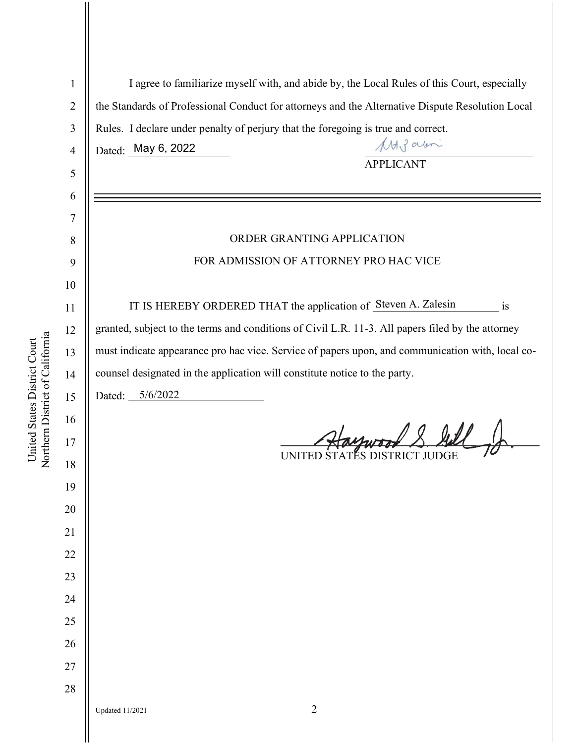I agree to familiarize myself with, and abide by, the Local Rules of this Court, especially the Standards of Professional Conduct for attorneys and the Alternative Dispute Resolution Local Rules. I declare under penalty of perjury that the foregoing is true and correct.

Dated: May 6, 2022

APPLICANT

---

ORDER GRANTING APPLICATION

FOR ADMISSION OF ATTORNEY PRO HAC VICE

IT IS HEREBY ORDERED THAT the application of Steven A. Zalesin is granted, subject to the terms and conditions of Civil L.R. 11-3. All papers filed by the attorney must indicate appearance pro hac vice. Service of papers upon, and communication with, local co-counsel designated in the application will constitute notice to the party.

Dated: 5/6/2022

UNITED STATES DISTRICT JUDGE

Updated 11/2021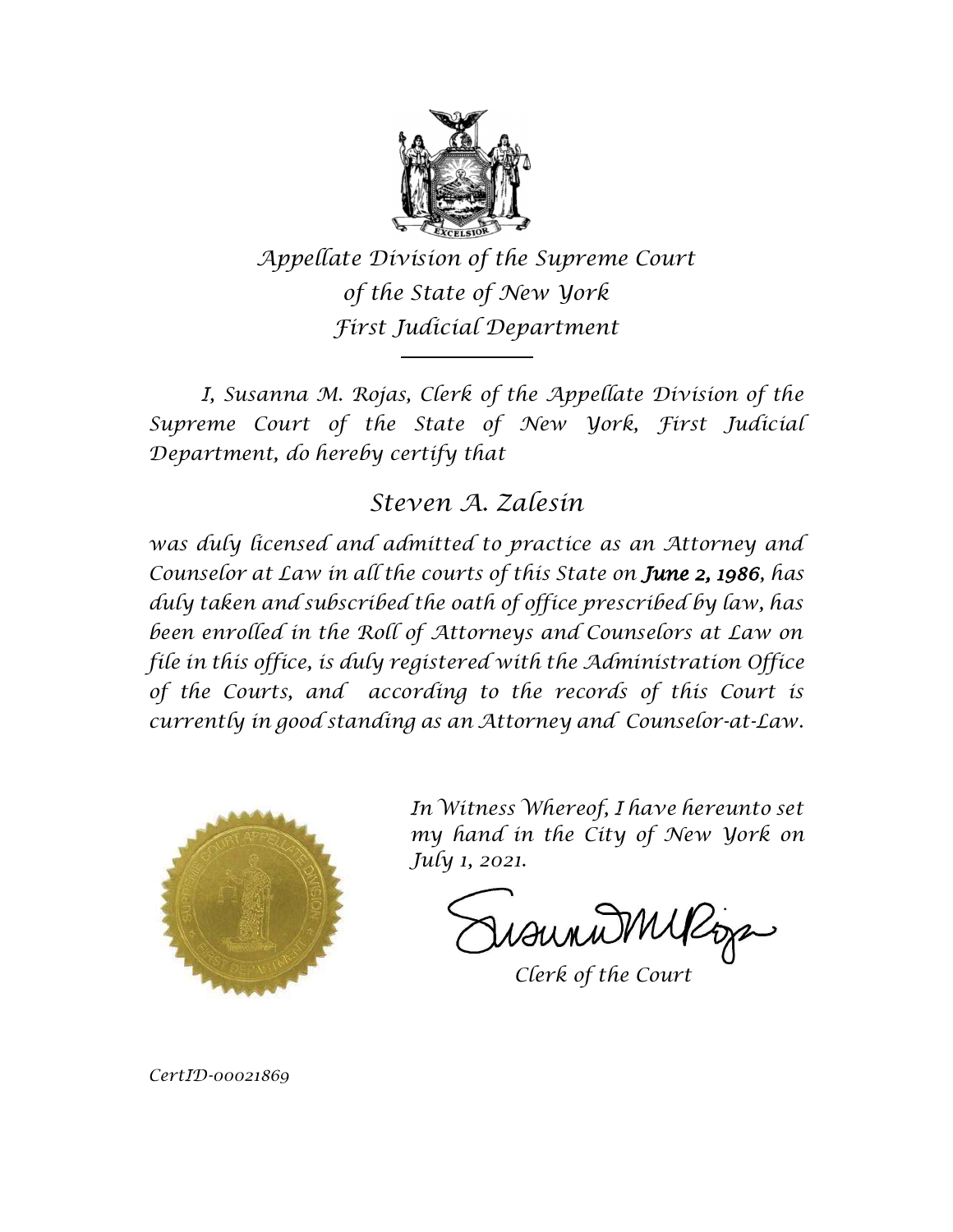# *Appellate Division of the Supreme Court of the State of New York First Judicial Department*

*I, Susanna M. Rojas, Clerk of the Appellate Division of the Supreme Court of the State of New York, First Judicial Department, do hereby certify that*

## *Steven A. Zalesin*

*was duly licensed and admitted to practice as an Attorney and Counselor at Law in all the courts of this State on* ***June 2, 1986****, has duly taken and subscribed the oath of office prescribed by law, has been enrolled in the Roll of Attorneys and Counselors at Law on file in this office, is duly registered with the Administration Office of the Courts, and according to the records of this Court is currently in good standing as an Attorney and Counselor-at-Law.*

*In Witness Whereof, I have hereunto set my hand in the City of New York on July 1, 2021.*

*Clerk of the Court*

*CertID-00021869*